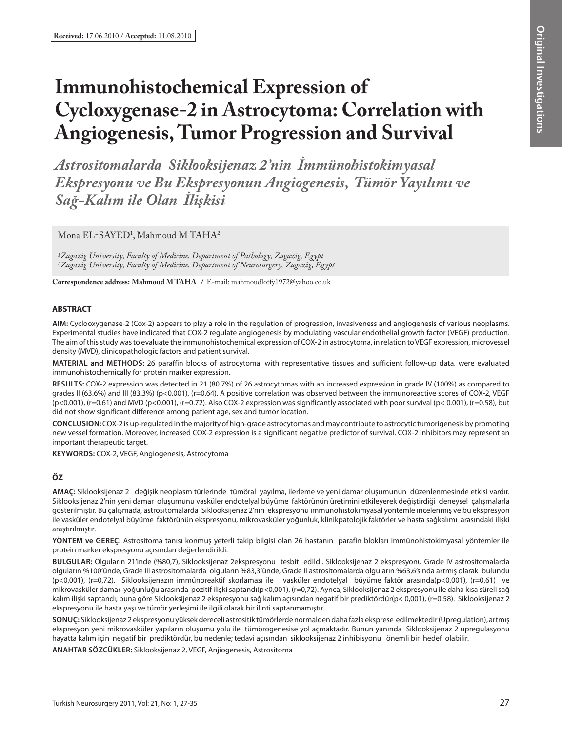**Received:** 17.06.2010 / **Accepted:** 11.08.2010

# Immunohistochemical Expression of Cycloxygenase-2 in Astrocytoma: Correlation with Angiogenesis, Tumor Progression and Survival

## *Astrositomalarda Siklooksijenaz 2'nin İmmünohistokimyasal Ekspresyonu ve Bu Ekspresyonun Angiogenesis, Tümör Yayılımı ve Sağ-Kalım ile Olan İlişkisi*

Mona EL-SAYED[1], Mahmoud M TAHA[2]

*[1]Zagazig University, Faculty of Medicine, Department of Pathology, Zagazig, Egypt*
*[2]Zagazig University, Faculty of Medicine, Department of Neurosurgery, Zagazig, Egypt*

**Correspondence address: Mahmoud M TAHA** / E-mail: mahmoudlotfy1972@yahoo.co.uk

### ABSTRACT

**AIM:** Cyclooxygenase-2 (Cox-2) appears to play a role in the regulation of progression, invasiveness and angiogenesis of various neoplasms. Experimental studies have indicated that COX-2 regulate angiogenesis by modulating vascular endothelial growth factor (VEGF) production. The aim of this study was to evaluate the immunohistochemical expression of COX-2 in astrocytoma, in relation to VEGF expression, microvessel density (MVD), clinicopathologic factors and patient survival.

**MATERIAL and METHODS:** 26 paraffin blocks of astrocytoma, with representative tissues and sufficient follow-up data, were evaluated immunohistochemically for protein marker expression.

**RESULTS:** COX-2 expression was detected in 21 (80.7%) of 26 astrocytomas with an increased expression in grade IV (100%) as compared to grades II (63.6%) and III (83.3%) ($p<0.001$), ($r=0.64$). A positive correlation was observed between the immunoreactive scores of COX-2, VEGF ($p<0.001$), ($r=0.61$) and MVD ($p<0.001$), ($r=0.72$). Also COX-2 expression was significantly associated with poor survival ($p< 0.001$), ($r=0.58$), but did not show significant difference among patient age, sex and tumor location.

**CONCLUSION:** COX-2 is up-regulated in the majority of high-grade astrocytomas and may contribute to astrocytic tumorigenesis by promoting new vessel formation. Moreover, increased COX-2 expression is a significant negative predictor of survival. COX-2 inhibitors may represent an important therapeutic target.

**KEYWORDS:** COX-2, VEGF, Angiogenesis, Astrocytoma

### ÖZ

**AMAÇ:** Siklooksijenaz 2 değişik neoplasm türlerinde tümöral yayılma, ilerleme ve yeni damar oluşumunun düzenlenmesinde etkisi vardır. Siklooksijenaz 2'nin yeni damar oluşumunu vasküler endotelyal büyüme faktörünün üretimini etkileyerek değiştirdiği deneysel çalışmalarla gösterilmiştir. Bu çalışmada, astrositomalarda Siklooksijenaz 2'nin ekspresyonu immünohistokimyasal yöntemle incelenmiş ve bu ekspresyon ile vasküler endotelyal büyüme faktörünün ekspresyonu, mikrovasküler yoğunluk, klinikpatolojik faktörler ve hasta sağkalımı arasındaki ilişki araştırılmıştır.

**YÖNTEM ve GEREÇ:** Astrositoma tanısı konmuş yeterli takip bilgisi olan 26 hastanın parafin blokları immünohistokimyasal yöntemler ile protein marker ekspresyonu açısından değerlendirildi.

**BULGULAR:** Olguların 21'inde (%80,7), Siklooksijenaz 2ekspresyonu tesbit edildi. Siklooksijenaz 2 ekspresyonu Grade IV astrositomalarda olguların %100'ünde, Grade III astrositomalarda olguların %83,3'ünde, Grade II astrositomalarda olguların %63,6'sında artmış olarak bulundu ($p<0,001$), ($r=0,72$). Siklooksijenazın immünoreaktif skorlaması ile vasküler endotelyal büyüme faktör arasında($p<0,001$), ($r=0,61$) ve mikrovasküler damar yoğunluğu arasında pozitif ilişki saptandı($p<0,001$), ($r=0,72$). Ayrıca, Siklooksijenaz 2 ekspresyonu ile daha kısa süreli sağ kalım ilişki saptandı; buna göre Siklooksijenaz 2 ekspresyonu sağ kalım açısından negatif bir prediktördür($p< 0,001$), ($r=0,58$). Siklooksijenaz 2 ekspresyonu ile hasta yaşı ve tümör yerleşimi ile ilgili olarak bir ilinti saptanmamıştır.

**SONUÇ:** Siklooksijenaz 2 ekspresyonu yüksek dereceli astrositik tümörlerde normalden daha fazla eksprese edilmektedir (Upregulation), artmış ekspresyon yeni mikrovasküler yapıların oluşumu yolu ile tümörogenesise yol açmaktadır. Bunun yanında Siklooksijenaz 2 upregulasyonu hayatta kalım için negatif bir prediktördür, bu nedenle; tedavi açısından siklooksijenaz 2 inhibisyonu önemli bir hedef olabilir.

**ANAHTAR SÖZCÜKLER:** Siklooksijenaz 2, VEGF, Anjiogenesis, Astrositoma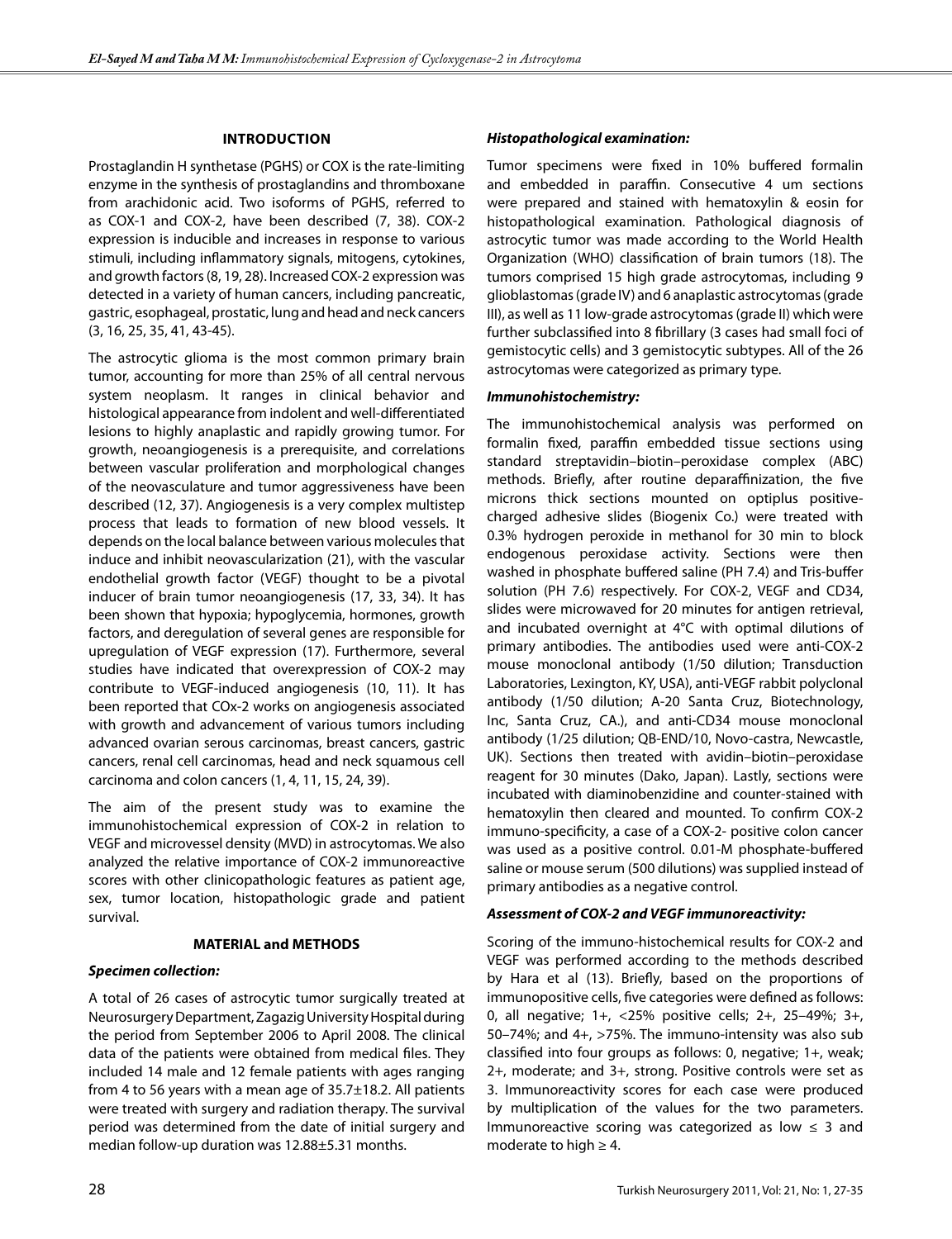## INTRODUCTION

Prostaglandin H synthetase (PGHS) or COX is the rate-limiting enzyme in the synthesis of prostaglandins and thromboxane from arachidonic acid. Two isoforms of PGHS, referred to as COX-1 and COX-2, have been described (7, 38). COX-2 expression is inducible and increases in response to various stimuli, including inflammatory signals, mitogens, cytokines, and growth factors (8, 19, 28). Increased COX-2 expression was detected in a variety of human cancers, including pancreatic, gastric, esophageal, prostatic, lung and head and neck cancers (3, 16, 25, 35, 41, 43-45).

The astrocytic glioma is the most common primary brain tumor, accounting for more than 25% of all central nervous system neoplasm. It ranges in clinical behavior and histological appearance from indolent and well-differentiated lesions to highly anaplastic and rapidly growing tumor. For growth, neoangiogenesis is a prerequisite, and correlations between vascular proliferation and morphological changes of the neovasculature and tumor aggressiveness have been described (12, 37). Angiogenesis is a very complex multistep process that leads to formation of new blood vessels. It depends on the local balance between various molecules that induce and inhibit neovascularization (21), with the vascular endothelial growth factor (VEGF) thought to be a pivotal inducer of brain tumor neoangiogenesis (17, 33, 34). It has been shown that hypoxia; hypoglycemia, hormones, growth factors, and deregulation of several genes are responsible for upregulation of VEGF expression (17). Furthermore, several studies have indicated that overexpression of COX-2 may contribute to VEGF-induced angiogenesis (10, 11). It has been reported that COx-2 works on angiogenesis associated with growth and advancement of various tumors including advanced ovarian serous carcinomas, breast cancers, gastric cancers, renal cell carcinomas, head and neck squamous cell carcinoma and colon cancers (1, 4, 11, 15, 24, 39).

The aim of the present study was to examine the immunohistochemical expression of COX-2 in relation to VEGF and microvessel density (MVD) in astrocytomas. We also analyzed the relative importance of COX-2 immunoreactive scores with other clinicopathologic features as patient age, sex, tumor location, histopathologic grade and patient survival.

## MATERIAL and METHODS

### *Specimen collection:*

A total of 26 cases of astrocytic tumor surgically treated at Neurosurgery Department, Zagazig University Hospital during the period from September 2006 to April 2008. The clinical data of the patients were obtained from medical files. They included 14 male and 12 female patients with ages ranging from 4 to 56 years with a mean age of 35.7±18.2. All patients were treated with surgery and radiation therapy. The survival period was determined from the date of initial surgery and median follow-up duration was 12.88±5.31 months.

### *Histopathological examination:*

Tumor specimens were fixed in 10% buffered formalin and embedded in paraffin. Consecutive 4 um sections were prepared and stained with hematoxylin & eosin for histopathological examination. Pathological diagnosis of astrocytic tumor was made according to the World Health Organization (WHO) classification of brain tumors (18). The tumors comprised 15 high grade astrocytomas, including 9 glioblastomas (grade IV) and 6 anaplastic astrocytomas (grade III), as well as 11 low-grade astrocytomas (grade II) which were further subclassified into 8 fibrillary (3 cases had small foci of gemistocytic cells) and 3 gemistocytic subtypes. All of the 26 astrocytomas were categorized as primary type.

### *Immunohistochemistry:*

The immunohistochemical analysis was performed on formalin fixed, paraffin embedded tissue sections using standard streptavidin–biotin–peroxidase complex (ABC) methods. Briefly, after routine deparaffinization, the five microns thick sections mounted on optiplus positive-charged adhesive slides (Biogenix Co.) were treated with 0.3% hydrogen peroxide in methanol for 30 min to block endogenous peroxidase activity. Sections were then washed in phosphate buffered saline (PH 7.4) and Tris-buffer solution (PH 7.6) respectively. For COX-2, VEGF and CD34, slides were microwaved for 20 minutes for antigen retrieval, and incubated overnight at 4°C with optimal dilutions of primary antibodies. The antibodies used were anti-COX-2 mouse monoclonal antibody (1/50 dilution; Transduction Laboratories, Lexington, KY, USA), anti-VEGF rabbit polyclonal antibody (1/50 dilution; A-20 Santa Cruz, Biotechnology, Inc, Santa Cruz, CA.), and anti-CD34 mouse monoclonal antibody (1/25 dilution; QB-END/10, Novo-castra, Newcastle, UK). Sections then treated with avidin–biotin–peroxidase reagent for 30 minutes (Dako, Japan). Lastly, sections were incubated with diaminobenzidine and counter-stained with hematoxylin then cleared and mounted. To confirm COX-2 immuno-specificity, a case of a COX-2- positive colon cancer was used as a positive control. 0.01-M phosphate-buffered saline or mouse serum (500 dilutions) was supplied instead of primary antibodies as a negative control.

### *Assessment of COX-2 and VEGF immunoreactivity:*

Scoring of the immuno-histochemical results for COX-2 and VEGF was performed according to the methods described by Hara et al (13). Briefly, based on the proportions of immunopositive cells, five categories were defined as follows: 0, all negative; 1+, <25% positive cells; 2+, 25–49%; 3+, 50–74%; and 4+, >75%. The immuno-intensity was also sub classified into four groups as follows: 0, negative; 1+, weak; 2+, moderate; and 3+, strong. Positive controls were set as 3. Immunoreactivity scores for each case were produced by multiplication of the values for the two parameters. Immunoreactive scoring was categorized as low ≤ 3 and moderate to high ≥ 4.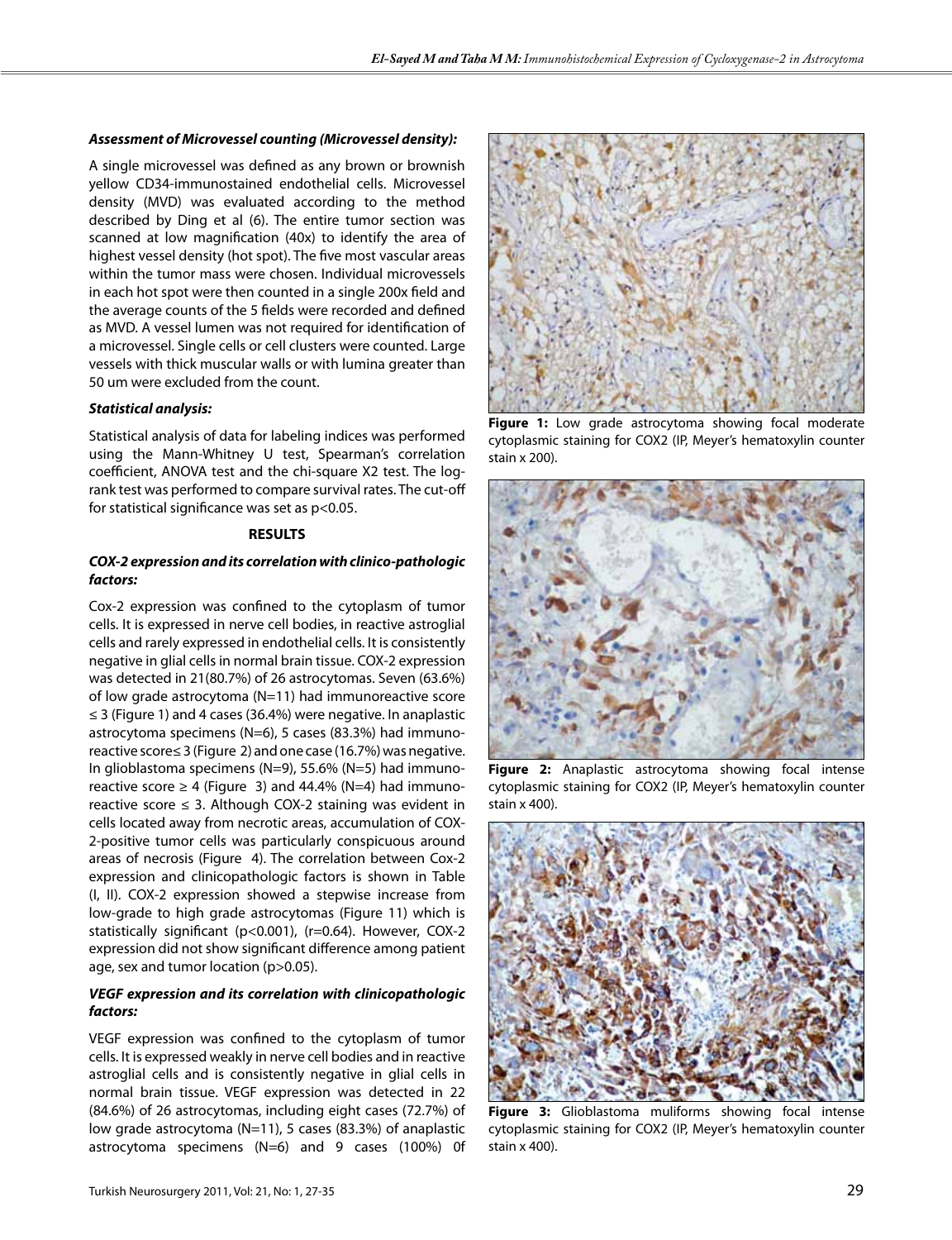***Assessment of Microvessel counting (Microvessel density):***

A single microvessel was defined as any brown or brownish yellow CD34-immunostained endothelial cells. Microvessel density (MVD) was evaluated according to the method described by Ding et al (6). The entire tumor section was scanned at low magnification (40x) to identify the area of highest vessel density (hot spot). The five most vascular areas within the tumor mass were chosen. Individual microvessels in each hot spot were then counted in a single 200x field and the average counts of the 5 fields were recorded and defined as MVD. A vessel lumen was not required for identification of a microvessel. Single cells or cell clusters were counted. Large vessels with thick muscular walls or with lumina greater than 50 um were excluded from the count.

***Statistical analysis:***

Statistical analysis of data for labeling indices was performed using the Mann-Whitney U test, Spearman's correlation coefficient, ANOVA test and the chi-square X2 test. The log-rank test was performed to compare survival rates. The cut-off for statistical significance was set as $p<0.05$.

**RESULTS**

***COX-2 expression and its correlation with clinico-pathologic factors:***

Cox-2 expression was confined to the cytoplasm of tumor cells. It is expressed in nerve cell bodies, in reactive astroglial cells and rarely expressed in endothelial cells. It is consistently negative in glial cells in normal brain tissue. COX-2 expression was detected in 21(80.7%) of 26 astrocytomas. Seven (63.6%) of low grade astrocytoma (N=11) had immunoreactive score ≤ 3 (Figure 1) and 4 cases (36.4%) were negative. In anaplastic astrocytoma specimens (N=6), 5 cases (83.3%) had immunoreactive score≤ 3 (Figure 2) and one case (16.7%) was negative. In glioblastoma specimens (N=9), 55.6% (N=5) had immunoreactive score ≥ 4 (Figure 3) and 44.4% (N=4) had immunoreactive score ≤ 3. Although COX-2 staining was evident in cells located away from necrotic areas, accumulation of COX-2-positive tumor cells was particularly conspicuous around areas of necrosis (Figure 4). The correlation between Cox-2 expression and clinicopathologic factors is shown in Table (I, II). COX-2 expression showed a stepwise increase from low-grade to high grade astrocytomas (Figure 11) which is statistically significant ($p<0.001$), ($r=0.64$). However, COX-2 expression did not show significant difference among patient age, sex and tumor location ($p>0.05$).

***VEGF expression and its correlation with clinicopathologic factors:***

VEGF expression was confined to the cytoplasm of tumor cells. It is expressed weakly in nerve cell bodies and in reactive astroglial cells and is consistently negative in glial cells in normal brain tissue. VEGF expression was detected in 22 (84.6%) of 26 astrocytomas, including eight cases (72.7%) of low grade astrocytoma (N=11), 5 cases (83.3%) of anaplastic astrocytoma specimens (N=6) and 9 cases (100%) 0f

**Figure 1:** Low grade astrocytoma showing focal moderate cytoplasmic staining for COX2 (IP, Meyer's hematoxylin counter stain x 200).

**Figure 2:** Anaplastic astrocytoma showing focal intense cytoplasmic staining for COX2 (IP, Meyer's hematoxylin counter stain x 400).

**Figure 3:** Glioblastoma muliforms showing focal intense cytoplasmic staining for COX2 (IP, Meyer's hematoxylin counter stain x 400).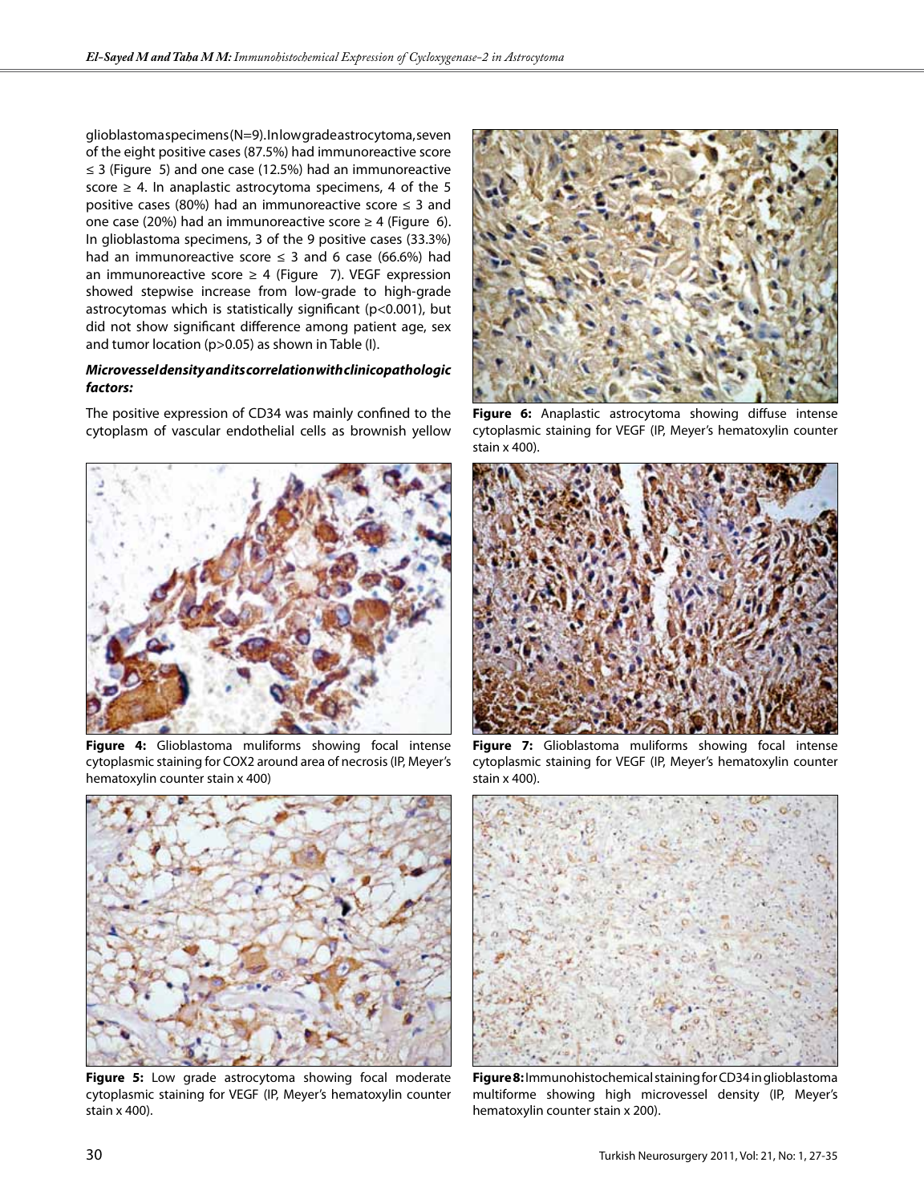glioblastoma specimens (N=9). In low grade astrocytoma, seven of the eight positive cases (87.5%) had immunoreactive score ≤ 3 (Figure 5) and one case (12.5%) had an immunoreactive score ≥ 4. In anaplastic astrocytoma specimens, 4 of the 5 positive cases (80%) had an immunoreactive score ≤ 3 and one case (20%) had an immunoreactive score ≥ 4 (Figure 6). In glioblastoma specimens, 3 of the 9 positive cases (33.3%) had an immunoreactive score ≤ 3 and 6 case (66.6%) had an immunoreactive score ≥ 4 (Figure 7). VEGF expression showed stepwise increase from low-grade to high-grade astrocytomas which is statistically significant ($p<0.001$), but did not show significant difference among patient age, sex and tumor location ($p>0.05$) as shown in Table (I).

***Microvessel density and its correlation with clinicopathologic factors:***

The positive expression of CD34 was mainly confined to the cytoplasm of vascular endothelial cells as brownish yellow

**Figure 4:** Glioblastoma muliforms showing focal intense cytoplasmic staining for COX2 around area of necrosis (IP, Meyer's hematoxylin counter stain x 400)

**Figure 5:** Low grade astrocytoma showing focal moderate cytoplasmic staining for VEGF (IP, Meyer's hematoxylin counter stain x 400).

**Figure 6:** Anaplastic astrocytoma showing diffuse intense cytoplasmic staining for VEGF (IP, Meyer's hematoxylin counter stain x 400).

**Figure 7:** Glioblastoma muliforms showing focal intense cytoplasmic staining for VEGF (IP, Meyer's hematoxylin counter stain x 400).

**Figure 8:** Immunohistochemical staining for CD34 in glioblastoma multiforme showing high microvessel density (IP, Meyer's hematoxylin counter stain x 200).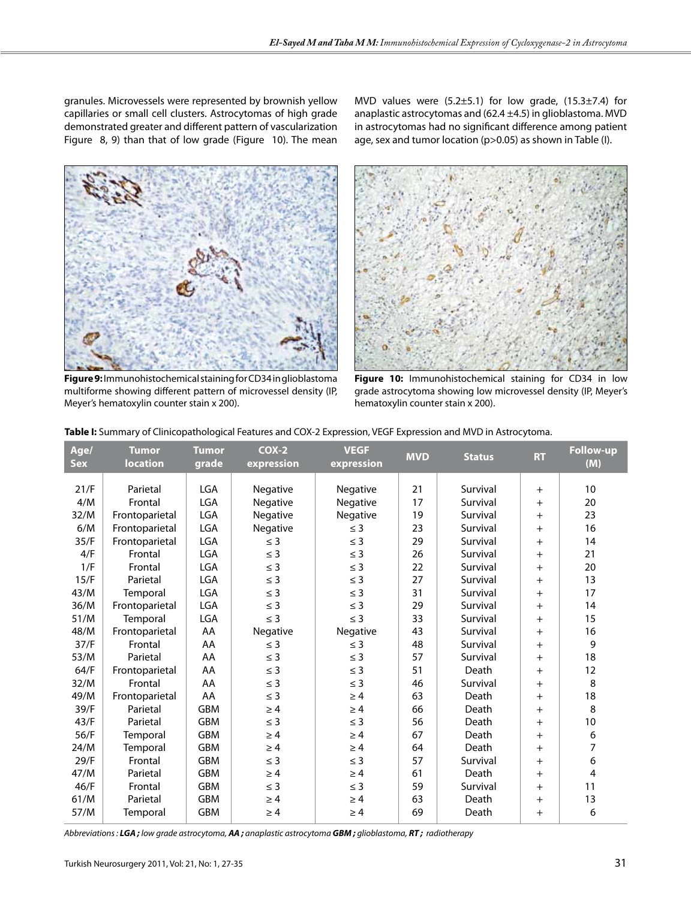granules. Microvessels were represented by brownish yellow capillaries or small cell clusters. Astrocytomas of high grade demonstrated greater and different pattern of vascularization Figure 8, 9) than that of low grade (Figure 10). The mean MVD values were (5.2±5.1) for low grade, (15.3±7.4) for anaplastic astrocytomas and (62.4 ±4.5) in glioblastoma. MVD in astrocytomas had no significant difference among patient age, sex and tumor location (p>0.05) as shown in Table (I).

**Figure 9:** Immunohistochemical staining for CD34 in glioblastoma multiforme showing different pattern of microvessel density (IP, Meyer's hematoxylin counter stain x 200).

**Figure 10:** Immunohistochemical staining for CD34 in low grade astrocytoma showing low microvessel density (IP, Meyer's hematoxylin counter stain x 200).

**Table I:** Summary of Clinicopathological Features and COX-2 Expression, VEGF Expression and MVD in Astrocytoma.

| Age/ Sex | Tumor location | Tumor grade | COX-2 expression | VEGF expression | MVD | Status | RT | Follow-up (M) |
|---|---|---|---|---|---|---|---|---|
| 21/F | Parietal | LGA | Negative | Negative | 21 | Survival | + | 10 |
| 4/M | Frontal | LGA | Negative | Negative | 17 | Survival | + | 20 |
| 32/M | Frontoparietal | LGA | Negative | Negative | 19 | Survival | + | 23 |
| 6/M | Frontoparietal | LGA | Negative | ≤ 3 | 23 | Survival | + | 16 |
| 35/F | Frontoparietal | LGA | ≤ 3 | ≤ 3 | 29 | Survival | + | 14 |
| 4/F | Frontal | LGA | ≤ 3 | ≤ 3 | 26 | Survival | + | 21 |
| 1/F | Frontal | LGA | ≤ 3 | ≤ 3 | 22 | Survival | + | 20 |
| 15/F | Parietal | LGA | ≤ 3 | ≤ 3 | 27 | Survival | + | 13 |
| 43/M | Temporal | LGA | ≤ 3 | ≤ 3 | 31 | Survival | + | 17 |
| 36/M | Frontoparietal | LGA | ≤ 3 | ≤ 3 | 29 | Survival | + | 14 |
| 51/M | Temporal | LGA | ≤ 3 | ≤ 3 | 33 | Survival | + | 15 |
| 48/M | Frontoparietal | AA | Negative | Negative | 43 | Survival | + | 16 |
| 37/F | Frontal | AA | ≤ 3 | ≤ 3 | 48 | Survival | + | 9 |
| 53/M | Parietal | AA | ≤ 3 | ≤ 3 | 57 | Survival | + | 18 |
| 64/F | Frontoparietal | AA | ≤ 3 | ≤ 3 | 51 | Death | + | 12 |
| 32/M | Frontal | AA | ≤ 3 | ≤ 3 | 46 | Survival | + | 8 |
| 49/M | Frontoparietal | AA | ≤ 3 | ≥ 4 | 63 | Death | + | 18 |
| 39/F | Parietal | GBM | ≥ 4 | ≥ 4 | 66 | Death | + | 8 |
| 43/F | Parietal | GBM | ≤ 3 | ≤ 3 | 56 | Death | + | 10 |
| 56/F | Temporal | GBM | ≥ 4 | ≥ 4 | 67 | Death | + | 6 |
| 24/M | Temporal | GBM | ≥ 4 | ≥ 4 | 64 | Death | + | 7 |
| 29/F | Frontal | GBM | ≤ 3 | ≤ 3 | 57 | Survival | + | 6 |
| 47/M | Parietal | GBM | ≥ 4 | ≥ 4 | 61 | Death | + | 4 |
| 46/F | Frontal | GBM | ≤ 3 | ≤ 3 | 59 | Survival | + | 11 |
| 61/M | Parietal | GBM | ≥ 4 | ≥ 4 | 63 | Death | + | 13 |
| 57/M | Temporal | GBM | ≥ 4 | ≥ 4 | 69 | Death | + | 6 |

*Abbreviations : **LGA ;** low grade astrocytoma, **AA ;** anaplastic astrocytoma **GBM ;** glioblastoma, **RT ;** radiotherapy*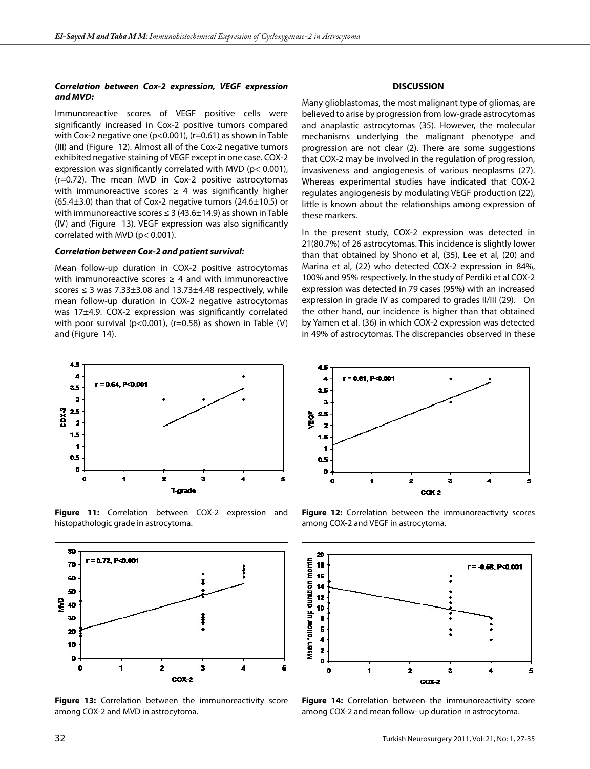***Correlation between Cox-2 expression, VEGF expression and MVD:***

Immunoreactive scores of VEGF positive cells were significantly increased in Cox-2 positive tumors compared with Cox-2 negative one ($p<0.001$), ($r=0.61$) as shown in Table (III) and (Figure 12). Almost all of the Cox-2 negative tumors exhibited negative staining of VEGF except in one case. COX-2 expression was significantly correlated with MVD ($p< 0.001$), ($r=0.72$). The mean MVD in Cox-2 positive astrocytomas with immunoreactive scores $\geq 4$ was significantly higher ($65.4\pm3.0$) than that of Cox-2 negative tumors ($24.6\pm10.5$) or with immunoreactive scores $\leq 3$ ($43.6\pm14.9$) as shown in Table (IV) and (Figure 13). VEGF expression was also significantly correlated with MVD ($p< 0.001$).

***Correlation between Cox-2 and patient survival:***

Mean follow-up duration in COX-2 positive astrocytomas with immunoreactive scores $\geq 4$ and with immunoreactive scores $\leq 3$ was $7.33\pm3.08$ and $13.73\pm4.48$ respectively, while mean follow-up duration in COX-2 negative astrocytomas was $17\pm4.9$. COX-2 expression was significantly correlated with poor survival ($p<0.001$), ($r=0.58$) as shown in Table (V) and (Figure 14).

**Figure 11:** Correlation between COX-2 expression and histopathologic grade in astrocytoma.

**Figure 12:** Correlation between the immunoreactivity scores among COX-2 and VEGF in astrocytoma.

**Figure 13:** Correlation between the immunoreactivity score among COX-2 and MVD in astrocytoma.

**Figure 14:** Correlation between the immunoreactivity score among COX-2 and mean follow- up duration in astrocytoma.

## DISCUSSION

Many glioblastomas, the most malignant type of gliomas, are believed to arise by progression from low-grade astrocytomas and anaplastic astrocytomas (35). However, the molecular mechanisms underlying the malignant phenotype and progression are not clear (2). There are some suggestions that COX-2 may be involved in the regulation of progression, invasiveness and angiogenesis of various neoplasms (27). Whereas experimental studies have indicated that COX-2 regulates angiogenesis by modulating VEGF production (22), little is known about the relationships among expression of these markers.

In the present study, COX-2 expression was detected in 21(80.7%) of 26 astrocytomas. This incidence is slightly lower than that obtained by Shono et al, (35), Lee et al, (20) and Marina et al, (22) who detected COX-2 expression in 84%, 100% and 95% respectively. In the study of Perdiki et al COX-2 expression was detected in 79 cases (95%) with an increased expression in grade IV as compared to grades II/III (29). On the other hand, our incidence is higher than that obtained by Yamen et al. (36) in which COX-2 expression was detected in 49% of astrocytomas. The discrepancies observed in these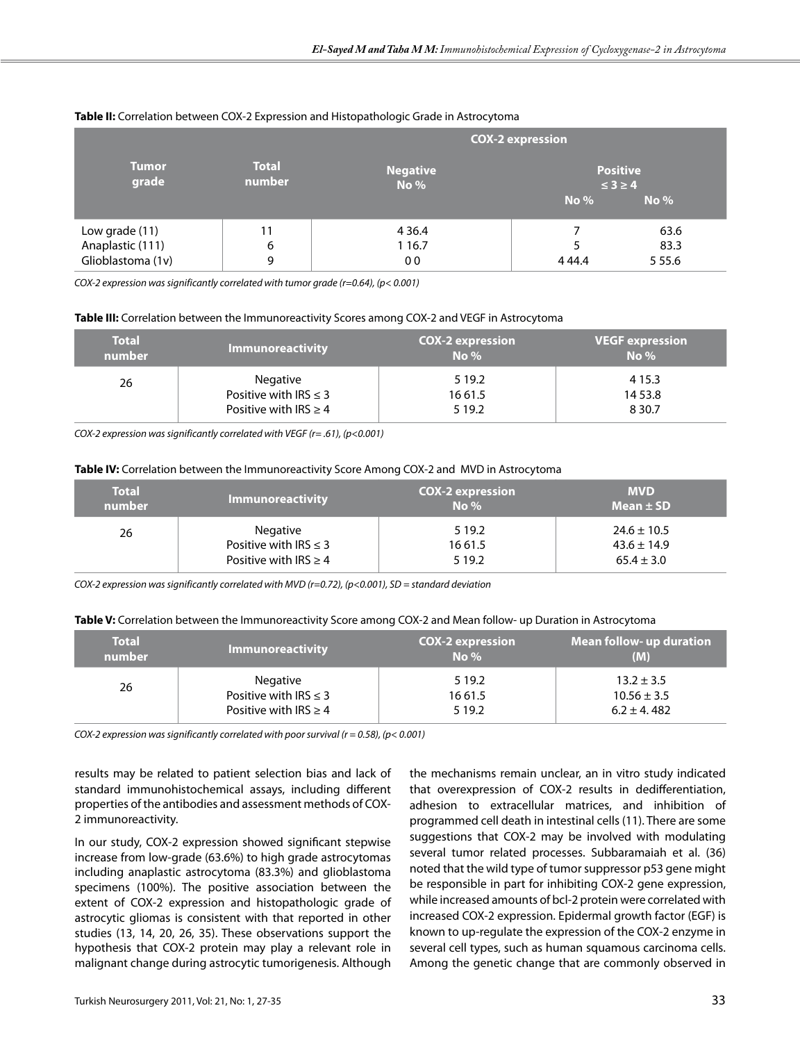**Table II:** Correlation between COX-2 Expression and Histopathologic Grade in Astrocytoma

| Tumor grade | Total number | COX-2 expression | | |
|---|---|---|---|---|
| | | Negative No % | Positive ≤ 3 ≥ 4 | |
| | | | No % | No % |
| Low grade (11) | 11 | 4 36.4 | 7 | 63.6 |
| Anaplastic (111) | 6 | 1 16.7 | 5 | 83.3 |
| Glioblastoma (1v) | 9 | 0 0 | 4 44.4 | 5 55.6 |

*COX-2 expression was significantly correlated with tumor grade (r=0.64), (p< 0.001)*

**Table III:** Correlation between the Immunoreactivity Scores among COX-2 and VEGF in Astrocytoma

| Total number | Immunoreactivity | COX-2 expression No % | VEGF expression No % |
|---|---|---|---|
| 26 | Negative | 5 19.2 | 4 15.3 |
| | Positive with IRS ≤ 3 | 16 61.5 | 14 53.8 |
| | Positive with IRS ≥ 4 | 5 19.2 | 8 30.7 |

*COX-2 expression was significantly correlated with VEGF (r= .61), (p<0.001)*

**Table IV:** Correlation between the Immunoreactivity Score Among COX-2 and MVD in Astrocytoma

| Total number | Immunoreactivity | COX-2 expression No % | MVD Mean ± SD |
|---|---|---|---|
| 26 | Negative | 5 19.2 | 24.6 ± 10.5 |
| | Positive with IRS ≤ 3 | 16 61.5 | 43.6 ± 14.9 |
| | Positive with IRS ≥ 4 | 5 19.2 | 65.4 ± 3.0 |

*COX-2 expression was significantly correlated with MVD (r=0.72), (p<0.001), SD = standard deviation*

**Table V:** Correlation between the Immunoreactivity Score among COX-2 and Mean follow- up Duration in Astrocytoma

| Total number | Immunoreactivity | COX-2 expression No % | Mean follow- up duration (M) |
|---|---|---|---|
| 26 | Negative | 5 19.2 | 13.2 ± 3.5 |
| | Positive with IRS ≤ 3 | 16 61.5 | 10.56 ± 3.5 |
| | Positive with IRS ≥ 4 | 5 19.2 | 6.2 ± 4. 482 |

*COX-2 expression was significantly correlated with poor survival (r = 0.58), (p< 0.001)*

results may be related to patient selection bias and lack of standard immunohistochemical assays, including different properties of the antibodies and assessment methods of COX-2 immunoreactivity.

In our study, COX-2 expression showed significant stepwise increase from low-grade (63.6%) to high grade astrocytomas including anaplastic astrocytoma (83.3%) and glioblastoma specimens (100%). The positive association between the extent of COX-2 expression and histopathologic grade of astrocytic gliomas is consistent with that reported in other studies (13, 14, 20, 26, 35). These observations support the hypothesis that COX-2 protein may play a relevant role in malignant change during astrocytic tumorigenesis. Although the mechanisms remain unclear, an in vitro study indicated that overexpression of COX-2 results in dedifferentiation, adhesion to extracellular matrices, and inhibition of programmed cell death in intestinal cells (11). There are some suggestions that COX-2 may be involved with modulating several tumor related processes. Subbaramaiah et al. (36) noted that the wild type of tumor suppressor p53 gene might be responsible in part for inhibiting COX-2 gene expression, while increased amounts of bcl-2 protein were correlated with increased COX-2 expression. Epidermal growth factor (EGF) is known to up-regulate the expression of the COX-2 enzyme in several cell types, such as human squamous carcinoma cells. Among the genetic change that are commonly observed in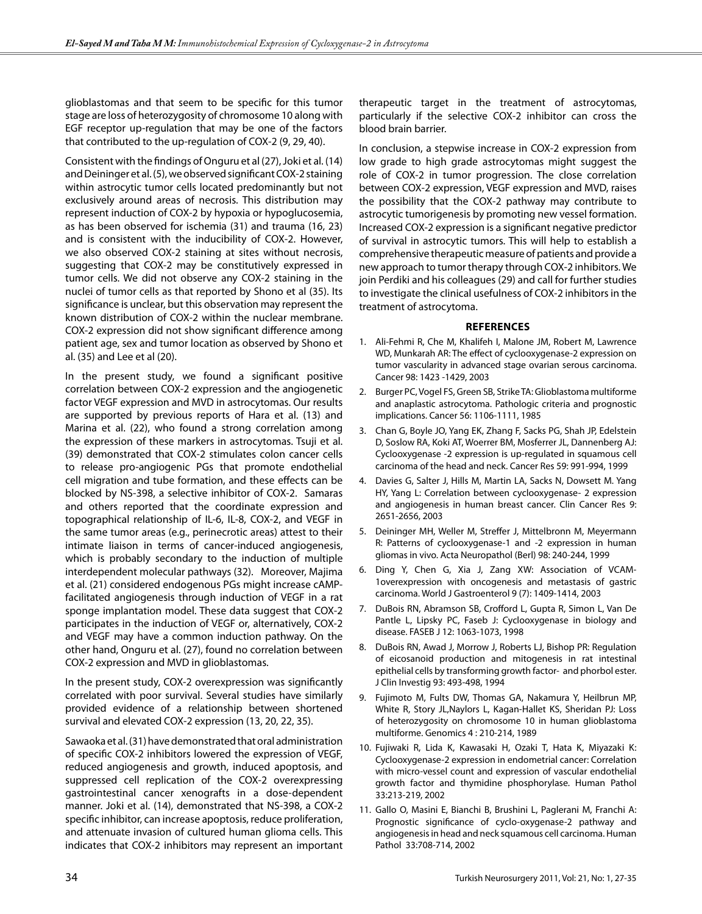glioblastomas and that seem to be specific for this tumor stage are loss of heterozygosity of chromosome 10 along with EGF receptor up-regulation that may be one of the factors that contributed to the up-regulation of COX-2 (9, 29, 40).

Consistent with the findings of Onguru et al (27), Joki et al. (14) and Deininger et al. (5), we observed significant COX-2 staining within astrocytic tumor cells located predominantly but not exclusively around areas of necrosis. This distribution may represent induction of COX-2 by hypoxia or hypoglucosemia, as has been observed for ischemia (31) and trauma (16, 23) and is consistent with the inducibility of COX-2. However, we also observed COX-2 staining at sites without necrosis, suggesting that COX-2 may be constitutively expressed in tumor cells. We did not observe any COX-2 staining in the nuclei of tumor cells as that reported by Shono et al (35). Its significance is unclear, but this observation may represent the known distribution of COX-2 within the nuclear membrane. COX-2 expression did not show significant difference among patient age, sex and tumor location as observed by Shono et al. (35) and Lee et al (20).

In the present study, we found a significant positive correlation between COX-2 expression and the angiogenetic factor VEGF expression and MVD in astrocytomas. Our results are supported by previous reports of Hara et al. (13) and Marina et al. (22), who found a strong correlation among the expression of these markers in astrocytomas. Tsuji et al. (39) demonstrated that COX-2 stimulates colon cancer cells to release pro-angiogenic PGs that promote endothelial cell migration and tube formation, and these effects can be blocked by NS-398, a selective inhibitor of COX-2. Samaras and others reported that the coordinate expression and topographical relationship of IL-6, IL-8, COX-2, and VEGF in the same tumor areas (e.g., perinecrotic areas) attest to their intimate liaison in terms of cancer-induced angiogenesis, which is probably secondary to the induction of multiple interdependent molecular pathways (32). Moreover, Majima et al. (21) considered endogenous PGs might increase cAMP-facilitated angiogenesis through induction of VEGF in a rat sponge implantation model. These data suggest that COX-2 participates in the induction of VEGF or, alternatively, COX-2 and VEGF may have a common induction pathway. On the other hand, Onguru et al. (27), found no correlation between COX-2 expression and MVD in glioblastomas.

In the present study, COX-2 overexpression was significantly correlated with poor survival. Several studies have similarly provided evidence of a relationship between shortened survival and elevated COX-2 expression (13, 20, 22, 35).

Sawaoka et al. (31) have demonstrated that oral administration of specific COX-2 inhibitors lowered the expression of VEGF, reduced angiogenesis and growth, induced apoptosis, and suppressed cell replication of the COX-2 overexpressing gastrointestinal cancer xenografts in a dose-dependent manner. Joki et al. (14), demonstrated that NS-398, a COX-2 specific inhibitor, can increase apoptosis, reduce proliferation, and attenuate invasion of cultured human glioma cells. This indicates that COX-2 inhibitors may represent an important therapeutic target in the treatment of astrocytomas, particularly if the selective COX-2 inhibitor can cross the blood brain barrier.

In conclusion, a stepwise increase in COX-2 expression from low grade to high grade astrocytomas might suggest the role of COX-2 in tumor progression. The close correlation between COX-2 expression, VEGF expression and MVD, raises the possibility that the COX-2 pathway may contribute to astrocytic tumorigenesis by promoting new vessel formation. Increased COX-2 expression is a significant negative predictor of survival in astrocytic tumors. This will help to establish a comprehensive therapeutic measure of patients and provide a new approach to tumor therapy through COX-2 inhibitors. We join Perdiki and his colleagues (29) and call for further studies to investigate the clinical usefulness of COX-2 inhibitors in the treatment of astrocytoma.

## REFERENCES

1. Ali-Fehmi R, Che M, Khalifeh I, Malone JM, Robert M, Lawrence WD, Munkarah AR: The effect of cyclooxygenase-2 expression on tumor vascularity in advanced stage ovarian serous carcinoma. Cancer 98: 1423 -1429, 2003
2. Burger PC, Vogel FS, Green SB, Strike TA: Glioblastoma multiforme and anaplastic astrocytoma. Pathologic criteria and prognostic implications. Cancer 56: 1106-1111, 1985
3. Chan G, Boyle JO, Yang EK, Zhang F, Sacks PG, Shah JP, Edelstein D, Soslow RA, Koki AT, Woerrer BM, Mosferrer JL, Dannenberg AJ: Cyclooxygenase -2 expression is up-regulated in squamous cell carcinoma of the head and neck. Cancer Res 59: 991-994, 1999
4. Davies G, Salter J, Hills M, Martin LA, Sacks N, Dowsett M. Yang HY, Yang L: Correlation between cyclooxygenase- 2 expression and angiogenesis in human breast cancer. Clin Cancer Res 9: 2651-2656, 2003
5. Deininger MH, Weller M, Streffer J, Mittelbronn M, Meyermann R: Patterns of cyclooxygenase-1 and -2 expression in human gliomas in vivo. Acta Neuropathol (Berl) 98: 240-244, 1999
6. Ding Y, Chen G, Xia J, Zang XW: Association of VCAM-1overexpression with oncogenesis and metastasis of gastric carcinoma. World J Gastroenterol 9 (7): 1409-1414, 2003
7. DuBois RN, Abramson SB, Crofford L, Gupta R, Simon L, Van De Pantle L, Lipsky PC, Faseb J: Cyclooxygenase in biology and disease. FASEB J 12: 1063-1073, 1998
8. DuBois RN, Awad J, Morrow J, Roberts LJ, Bishop PR: Regulation of eicosanoid production and mitogenesis in rat intestinal epithelial cells by transforming growth factor- and phorbol ester. J Clin Investig 93: 493-498, 1994
9. Fujimoto M, Fults DW, Thomas GA, Nakamura Y, Heilbrun MP, White R, Story JL,Naylors L, Kagan-Hallet KS, Sheridan PJ: Loss of heterozygosity on chromosome 10 in human glioblastoma multiforme. Genomics 4 : 210-214, 1989
10. Fujiwaki R, Lida K, Kawasaki H, Ozaki T, Hata K, Miyazaki K: Cyclooxygenase-2 expression in endometrial cancer: Correlation with micro-vessel count and expression of vascular endothelial growth factor and thymidine phosphorylase. Human Pathol 33:213-219, 2002
11. Gallo O, Masini E, Bianchi B, Brushini L, Paglerani M, Franchi A: Prognostic significance of cyclo-oxygenase-2 pathway and angiogenesis in head and neck squamous cell carcinoma. Human Pathol 33:708-714, 2002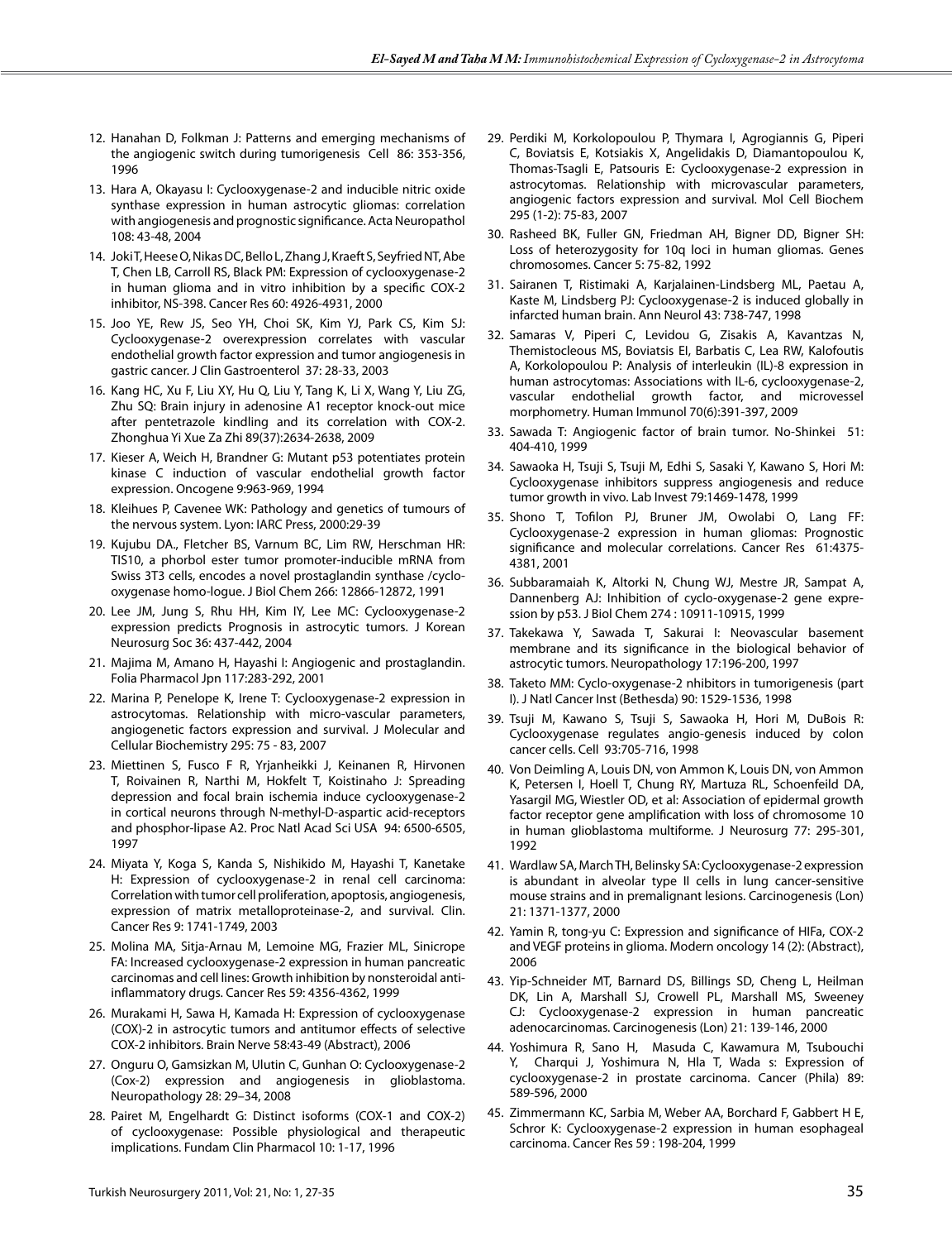12. Hanahan D, Folkman J: Patterns and emerging mechanisms of the angiogenic switch during tumorigenesis Cell 86: 353-356, 1996

13. Hara A, Okayasu I: Cyclooxygenase-2 and inducible nitric oxide synthase expression in human astrocytic gliomas: correlation with angiogenesis and prognostic significance. Acta Neuropathol 108: 43-48, 2004

14. Joki T, Heese O, Nikas DC, Bello L, Zhang J, Kraeft S, Seyfried NT, Abe T, Chen LB, Carroll RS, Black PM: Expression of cyclooxygenase-2 in human glioma and in vitro inhibition by a specific COX-2 inhibitor, NS-398. Cancer Res 60: 4926-4931, 2000

15. Joo YE, Rew JS, Seo YH, Choi SK, Kim YJ, Park CS, Kim SJ: Cyclooxygenase-2 overexpression correlates with vascular endothelial growth factor expression and tumor angiogenesis in gastric cancer. J Clin Gastroenterol 37: 28-33, 2003

16. Kang HC, Xu F, Liu XY, Hu Q, Liu Y, Tang K, Li X, Wang Y, Liu ZG, Zhu SQ: Brain injury in adenosine A1 receptor knock-out mice after pentetrazole kindling and its correlation with COX-2. Zhonghua Yi Xue Za Zhi 89(37):2634-2638, 2009

17. Kieser A, Weich H, Brandner G: Mutant p53 potentiates protein kinase C induction of vascular endothelial growth factor expression. Oncogene 9:963-969, 1994

18. Kleihues P, Cavenee WK: Pathology and genetics of tumours of the nervous system. Lyon: IARC Press, 2000:29-39

19. Kujubu DA., Fletcher BS, Varnum BC, Lim RW, Herschman HR: TIS10, a phorbol ester tumor promoter-inducible mRNA from Swiss 3T3 cells, encodes a novel prostaglandin synthase /cyclo-oxygenase homo-logue. J Biol Chem 266: 12866-12872, 1991

20. Lee JM, Jung S, Rhu HH, Kim IY, Lee MC: Cyclooxygenase-2 expression predicts Prognosis in astrocytic tumors. J Korean Neurosurg Soc 36: 437-442, 2004

21. Majima M, Amano H, Hayashi I: Angiogenic and prostaglandin. Folia Pharmacol Jpn 117:283-292, 2001

22. Marina P, Penelope K, Irene T: Cyclooxygenase-2 expression in astrocytomas. Relationship with micro-vascular parameters, angiogenetic factors expression and survival. J Molecular and Cellular Biochemistry 295: 75 - 83, 2007

23. Miettinen S, Fusco F R, Yrjanheikki J, Keinanen R, Hirvonen T, Roivainen R, Narthi M, Hokfelt T, Koistinaho J: Spreading depression and focal brain ischemia induce cyclooxygenase-2 in cortical neurons through N-methyl-D-aspartic acid-receptors and phosphor-lipase A2. Proc Natl Acad Sci USA 94: 6500-6505, 1997

24. Miyata Y, Koga S, Kanda S, Nishikido M, Hayashi T, Kanetake H: Expression of cyclooxygenase-2 in renal cell carcinoma: Correlation with tumor cell proliferation, apoptosis, angiogenesis, expression of matrix metalloproteinase-2, and survival. Clin. Cancer Res 9: 1741-1749, 2003

25. Molina MA, Sitja-Arnau M, Lemoine MG, Frazier ML, Sinicrope FA: Increased cyclooxygenase-2 expression in human pancreatic carcinomas and cell lines: Growth inhibition by nonsteroidal anti-inflammatory drugs. Cancer Res 59: 4356-4362, 1999

26. Murakami H, Sawa H, Kamada H: Expression of cyclooxygenase (COX)-2 in astrocytic tumors and antitumor effects of selective COX-2 inhibitors. Brain Nerve 58:43-49 (Abstract), 2006

27. Onguru O, Gamsizkan M, Ulutin C, Gunhan O: Cyclooxygenase-2 (Cox-2) expression and angiogenesis in glioblastoma. Neuropathology 28: 29–34, 2008

28. Pairet M, Engelhardt G: Distinct isoforms (COX-1 and COX-2) of cyclooxygenase: Possible physiological and therapeutic implications. Fundam Clin Pharmacol 10: 1-17, 1996

29. Perdiki M, Korkolopoulou P, Thymara I, Agrogiannis G, Piperi C, Boviatsis E, Kotsiakis X, Angelidakis D, Diamantopoulou K, Thomas-Tsagli E, Patsouris E: Cyclooxygenase-2 expression in astrocytomas. Relationship with microvascular parameters, angiogenic factors expression and survival. Mol Cell Biochem 295 (1-2): 75-83, 2007

30. Rasheed BK, Fuller GN, Friedman AH, Bigner DD, Bigner SH: Loss of heterozygosity for 10q loci in human gliomas. Genes chromosomes. Cancer 5: 75-82, 1992

31. Sairanen T, Ristimaki A, Karjalainen-Lindsberg ML, Paetau A, Kaste M, Lindsberg PJ: Cyclooxygenase-2 is induced globally in infarcted human brain. Ann Neurol 43: 738-747, 1998

32. Samaras V, Piperi C, Levidou G, Zisakis A, Kavantzas N, Themistocleous MS, Boviatsis EI, Barbatis C, Lea RW, Kalofoutis A, Korkolopoulou P: Analysis of interleukin (IL)-8 expression in human astrocytomas: Associations with IL-6, cyclooxygenase-2, vascular endothelial growth factor, and microvessel morphometry. Human Immunol 70(6):391-397, 2009

33. Sawada T: Angiogenic factor of brain tumor. No-Shinkei 51: 404-410, 1999

34. Sawaoka H, Tsuji S, Tsuji M, Edhi S, Sasaki Y, Kawano S, Hori M: Cyclooxygenase inhibitors suppress angiogenesis and reduce tumor growth in vivo. Lab Invest 79:1469-1478, 1999

35. Shono T, Tofilon PJ, Bruner JM, Owolabi O, Lang FF: Cyclooxygenase-2 expression in human gliomas: Prognostic significance and molecular correlations. Cancer Res 61:4375-4381, 2001

36. Subbaramaiah K, Altorki N, Chung WJ, Mestre JR, Sampat A, Dannenberg AJ: Inhibition of cyclo-oxygenase-2 gene expre-ssion by p53. J Biol Chem 274 : 10911-10915, 1999

37. Takekawa Y, Sawada T, Sakurai I: Neovascular basement membrane and its significance in the biological behavior of astrocytic tumors. Neuropathology 17:196-200, 1997

38. Taketo MM: Cyclo-oxygenase-2 nhibitors in tumorigenesis (part I). J Natl Cancer Inst (Bethesda) 90: 1529-1536, 1998

39. Tsuji M, Kawano S, Tsuji S, Sawaoka H, Hori M, DuBois R: Cyclooxygenase regulates angio-genesis induced by colon cancer cells. Cell 93:705-716, 1998

40. Von Deimling A, Louis DN, von Ammon K, Louis DN, von Ammon K, Petersen I, Hoell T, Chung RY, Martuza RL, Schoenfeild DA, Yasargil MG, Wiestler OD, et al: Association of epidermal growth factor receptor gene amplification with loss of chromosome 10 in human glioblastoma multiforme. J Neurosurg 77: 295-301, 1992

41. Wardlaw SA, March TH, Belinsky SA: Cyclooxygenase-2 expression is abundant in alveolar type II cells in lung cancer-sensitive mouse strains and in premalignant lesions. Carcinogenesis (Lon) 21: 1371-1377, 2000

42. Yamin R, tong-yu C: Expression and significance of HIFa, COX-2 and VEGF proteins in glioma. Modern oncology 14 (2): (Abstract), 2006

43. Yip-Schneider MT, Barnard DS, Billings SD, Cheng L, Heilman DK, Lin A, Marshall SJ, Crowell PL, Marshall MS, Sweeney CJ: Cyclooxygenase-2 expression in human pancreatic adenocarcinomas. Carcinogenesis (Lon) 21: 139-146, 2000

44. Yoshimura R, Sano H, Masuda C, Kawamura M, Tsubouchi Y, Charqui J, Yoshimura N, Hla T, Wada s: Expression of cyclooxygenase-2 in prostate carcinoma. Cancer (Phila) 89: 589-596, 2000

45. Zimmermann KC, Sarbia M, Weber AA, Borchard F, Gabbert H E, Schror K: Cyclooxygenase-2 expression in human esophageal carcinoma. Cancer Res 59 : 198-204, 1999